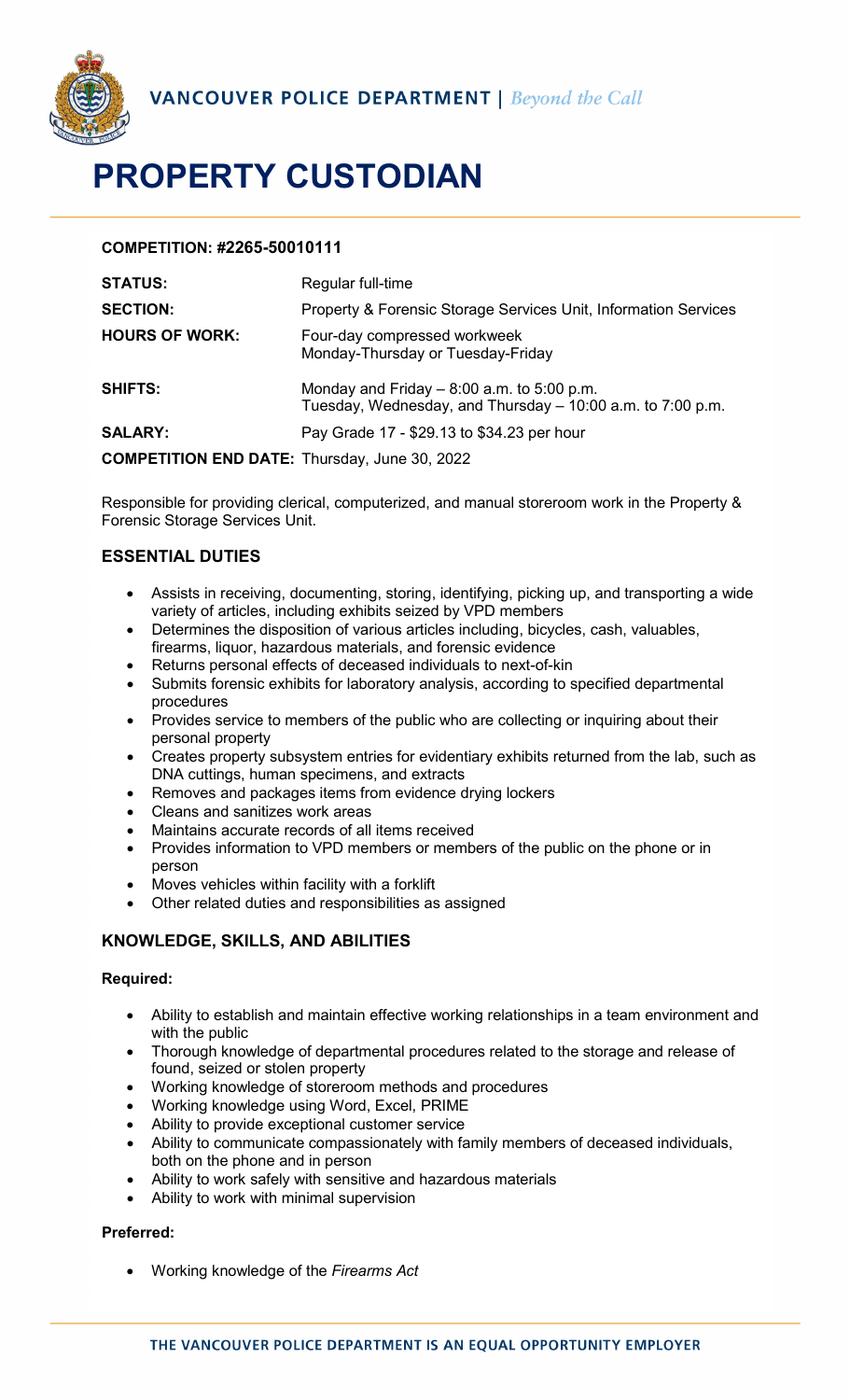VANCOUVER POLICE DEPARTMENT | *Beyond the Call*

# PROPERTY CUSTODIAN

**COMPETITION: #2265-50010111**

| | |
|---|---|
| **STATUS:** | Regular full-time |
| **SECTION:** | Property & Forensic Storage Services Unit, Information Services |
| **HOURS OF WORK:** | Four-day compressed workweek<br>Monday-Thursday or Tuesday-Friday |
| **SHIFTS:** | Monday and Friday – 8:00 a.m. to 5:00 p.m.<br>Tuesday, Wednesday, and Thursday – 10:00 a.m. to 7:00 p.m. |
| **SALARY:** | Pay Grade 17 - $29.13 to $34.23 per hour |

**COMPETITION END DATE:** Thursday, June 30, 2022

Responsible for providing clerical, computerized, and manual storeroom work in the Property & Forensic Storage Services Unit.

## ESSENTIAL DUTIES

- Assists in receiving, documenting, storing, identifying, picking up, and transporting a wide variety of articles, including exhibits seized by VPD members
- Determines the disposition of various articles including, bicycles, cash, valuables, firearms, liquor, hazardous materials, and forensic evidence
- Returns personal effects of deceased individuals to next-of-kin
- Submits forensic exhibits for laboratory analysis, according to specified departmental procedures
- Provides service to members of the public who are collecting or inquiring about their personal property
- Creates property subsystem entries for evidentiary exhibits returned from the lab, such as DNA cuttings, human specimens, and extracts
- Removes and packages items from evidence drying lockers
- Cleans and sanitizes work areas
- Maintains accurate records of all items received
- Provides information to VPD members or members of the public on the phone or in person
- Moves vehicles within facility with a forklift
- Other related duties and responsibilities as assigned

## KNOWLEDGE, SKILLS, AND ABILITIES

**Required:**

- Ability to establish and maintain effective working relationships in a team environment and with the public
- Thorough knowledge of departmental procedures related to the storage and release of found, seized or stolen property
- Working knowledge of storeroom methods and procedures
- Working knowledge using Word, Excel, PRIME
- Ability to provide exceptional customer service
- Ability to communicate compassionately with family members of deceased individuals, both on the phone and in person
- Ability to work safely with sensitive and hazardous materials
- Ability to work with minimal supervision

**Preferred:**

- Working knowledge of the *Firearms Act*

THE VANCOUVER POLICE DEPARTMENT IS AN EQUAL OPPORTUNITY EMPLOYER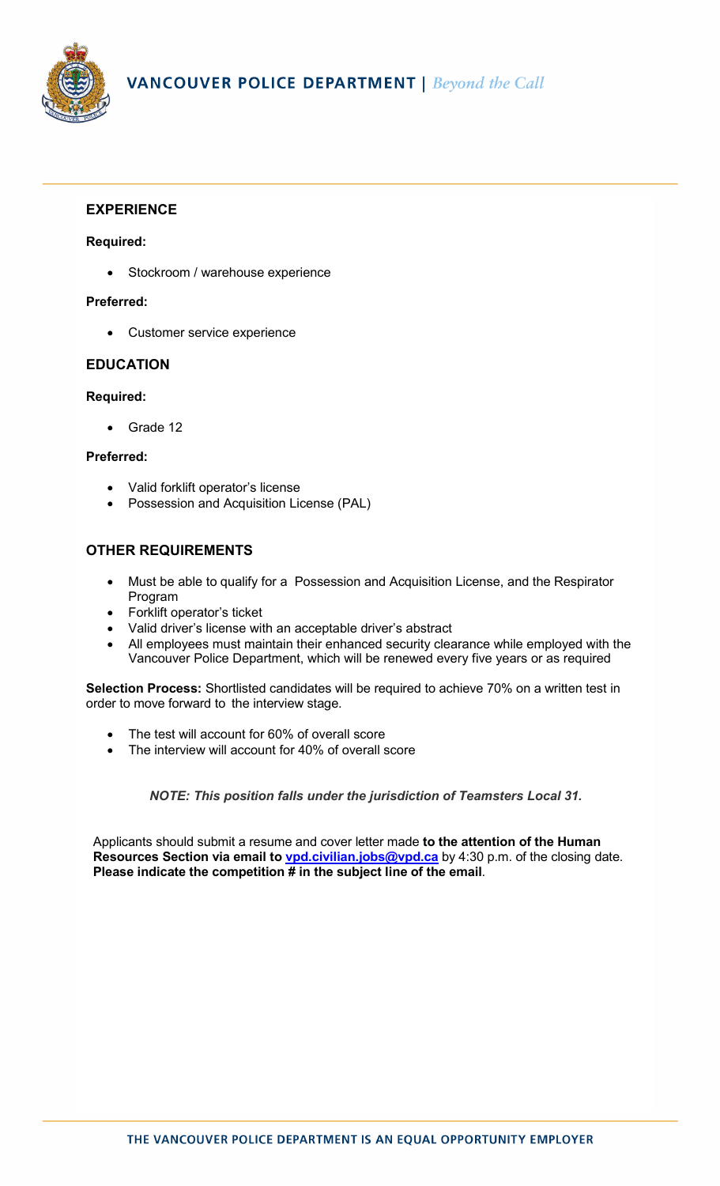## EXPERIENCE

**Required:**

- Stockroom / warehouse experience

**Preferred:**

- Customer service experience

## EDUCATION

**Required:**

- Grade 12

**Preferred:**

- Valid forklift operator's license
- Possession and Acquisition License (PAL)

## OTHER REQUIREMENTS

- Must be able to qualify for a Possession and Acquisition License, and the Respirator Program
- Forklift operator's ticket
- Valid driver's license with an acceptable driver's abstract
- All employees must maintain their enhanced security clearance while employed with the Vancouver Police Department, which will be renewed every five years or as required

**Selection Process:** Shortlisted candidates will be required to achieve 70% on a written test in order to move forward to the interview stage.

- The test will account for 60% of overall score
- The interview will account for 40% of overall score

***NOTE: This position falls under the jurisdiction of Teamsters Local 31.***

Applicants should submit a resume and cover letter made **to the attention of the Human Resources Section via email to [vpd.civilian.jobs@vpd.ca](mailto:vpd.civilian.jobs@vpd.ca)** by 4:30 p.m. of the closing date. **Please indicate the competition # in the subject line of the email**.